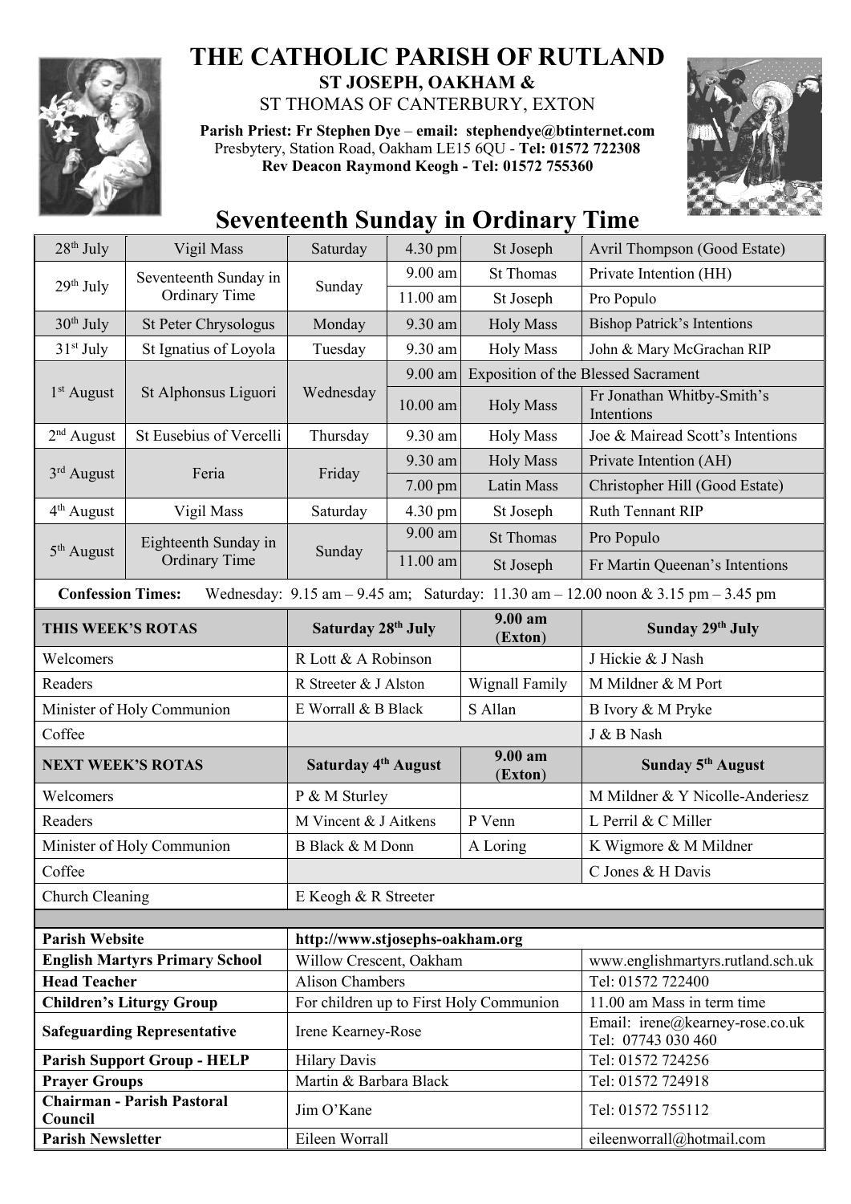# THE CATHOLIC PARISH OF RUTLAND

**ST JOSEPH, OAKHAM &**

ST THOMAS OF CANTERBURY, EXTON

**Parish Priest: Fr Stephen Dye** – **email: stephendye@btinternet.com**
Presbytery, Station Road, Oakham LE15 6QU - **Tel: 01572 722308**
**Rev Deacon Raymond Keogh - Tel: 01572 755360**

## Seventeenth Sunday in Ordinary Time

| | | | | | |
|---|---|---|---|---|---|
| 28th July | Vigil Mass | Saturday | 4.30 pm | St Joseph | Avril Thompson (Good Estate) |
| 29th July | Seventeenth Sunday in Ordinary Time | Sunday | 9.00 am | St Thomas | Private Intention (HH) |
| | | | 11.00 am | St Joseph | Pro Populo |
| 30th July | St Peter Chrysologus | Monday | 9.30 am | Holy Mass | Bishop Patrick's Intentions |
| 31st July | St Ignatius of Loyola | Tuesday | 9.30 am | Holy Mass | John & Mary McGrachan RIP |
| 1st August | St Alphonsus Liguori | Wednesday | 9.00 am | Exposition of the Blessed Sacrament | |
| | | | 10.00 am | Holy Mass | Fr Jonathan Whitby-Smith's Intentions |
| 2nd August | St Eusebius of Vercelli | Thursday | 9.30 am | Holy Mass | Joe & Mairead Scott's Intentions |
| 3rd August | Feria | Friday | 9.30 am | Holy Mass | Private Intention (AH) |
| | | | 7.00 pm | Latin Mass | Christopher Hill (Good Estate) |
| 4th August | Vigil Mass | Saturday | 4.30 pm | St Joseph | Ruth Tennant RIP |
| 5th August | Eighteenth Sunday in Ordinary Time | Sunday | 9.00 am | St Thomas | Pro Populo |
| | | | 11.00 am | St Joseph | Fr Martin Queenan's Intentions |

**Confession Times:** Wednesday: 9.15 am – 9.45 am; Saturday: 11.30 am – 12.00 noon & 3.15 pm – 3.45 pm

| THIS WEEK'S ROTAS | Saturday 28th July | 9.00 am (Exton) | Sunday 29th July |
|---|---|---|---|
| Welcomers | R Lott & A Robinson | | J Hickie & J Nash |
| Readers | R Streeter & J Alston | Wignall Family | M Mildner & M Port |
| Minister of Holy Communion | E Worrall & B Black | S Allan | B Ivory & M Pryke |
| Coffee | | | J & B Nash |
| **NEXT WEEK'S ROTAS** | **Saturday 4th August** | **9.00 am (Exton)** | **Sunday 5th August** |
| Welcomers | P & M Sturley | | M Mildner & Y Nicolle-Anderiesz |
| Readers | M Vincent & J Aitkens | P Venn | L Perril & C Miller |
| Minister of Holy Communion | B Black & M Donn | A Loring | K Wigmore & M Mildner |
| Coffee | | | C Jones & H Davis |
| Church Cleaning | E Keogh & R Streeter | | |

| | | |
|---|---|---|
| **Parish Website** | **http://www.stjosephs-oakham.org** | |
| **English Martyrs Primary School** | Willow Crescent, Oakham | www.englishmartyrs.rutland.sch.uk |
| **Head Teacher** | Alison Chambers | Tel: 01572 722400 |
| **Children's Liturgy Group** | For children up to First Holy Communion | 11.00 am Mass in term time |
| **Safeguarding Representative** | Irene Kearney-Rose | Email: irene@kearney-rose.co.uk Tel: 07743 030 460 |
| **Parish Support Group - HELP** | Hilary Davis | Tel: 01572 724256 |
| **Prayer Groups** | Martin & Barbara Black | Tel: 01572 724918 |
| **Chairman - Parish Pastoral Council** | Jim O'Kane | Tel: 01572 755112 |
| **Parish Newsletter** | Eileen Worrall | eileenworrall@hotmail.com |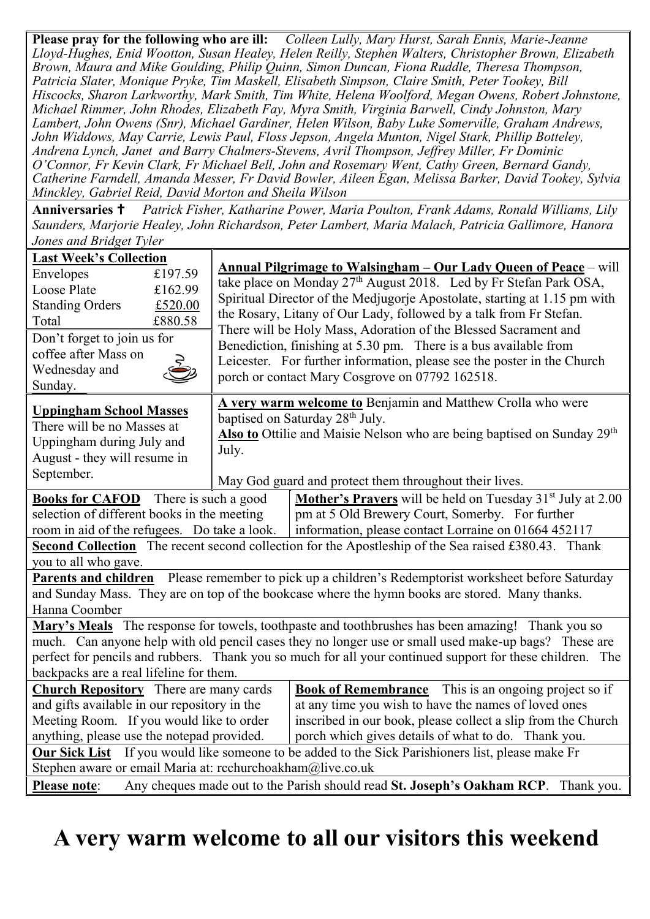**Please pray for the following who are ill:** *Colleen Lully, Mary Hurst, Sarah Ennis, Marie-Jeanne Lloyd-Hughes, Enid Wootton, Susan Healey, Helen Reilly, Stephen Walters, Christopher Brown, Elizabeth Brown, Maura and Mike Goulding, Philip Quinn, Simon Duncan, Fiona Ruddle, Theresa Thompson, Patricia Slater, Monique Pryke, Tim Maskell, Elisabeth Simpson, Claire Smith, Peter Tookey, Bill Hiscocks, Sharon Larkworthy, Mark Smith, Tim White, Helena Woolford, Megan Owens, Robert Johnstone, Michael Rimmer, John Rhodes, Elizabeth Fay, Myra Smith, Virginia Barwell, Cindy Johnston, Mary Lambert, John Owens (Snr), Michael Gardiner, Helen Wilson, Baby Luke Somerville, Graham Andrews, John Widdows, May Carrie, Lewis Paul, Floss Jepson, Angela Munton, Nigel Stark, Phillip Botteley, Andrena Lynch, Janet and Barry Chalmers-Stevens, Avril Thompson, Jeffrey Miller, Fr Dominic O'Connor, Fr Kevin Clark, Fr Michael Bell, John and Rosemary Went, Cathy Green, Bernard Gandy, Catherine Farndell, Amanda Messer, Fr David Bowler, Aileen Egan, Melissa Barker, David Tookey, Sylvia Minckley, Gabriel Reid, David Morton and Sheila Wilson*

**Anniversaries ✝** *Patrick Fisher, Katharine Power, Maria Poulton, Frank Adams, Ronald Williams, Lily Saunders, Marjorie Healey, John Richardson, Peter Lambert, Maria Malach, Patricia Gallimore, Hanora Jones and Bridget Tyler*

**Last Week's Collection**

| | |
|---|---|
| Envelopes | £197.59 |
| Loose Plate | £162.99 |
| Standing Orders | £520.00 |
| Total | £880.58 |

Don't forget to join us for coffee after Mass on Wednesday and Sunday.

**Annual Pilgrimage to Walsingham – Our Lady Queen of Peace** – will take place on Monday 27th August 2018. Led by Fr Stefan Park OSA, Spiritual Director of the Medjugorje Apostolate, starting at 1.15 pm with the Rosary, Litany of Our Lady, followed by a talk from Fr Stefan. There will be Holy Mass, Adoration of the Blessed Sacrament and Benediction, finishing at 5.30 pm. There is a bus available from Leicester. For further information, please see the poster in the Church porch or contact Mary Cosgrove on 07792 162518.

**Uppingham School Masses**
There will be no Masses at Uppingham during July and August - they will resume in September.

**A very warm welcome to** Benjamin and Matthew Crolla who were baptised on Saturday 28th July.
**Also to** Ottilie and Maisie Nelson who are being baptised on Sunday 29th July.

May God guard and protect them throughout their lives.

**Books for CAFOD** There is such a good selection of different books in the meeting room in aid of the refugees. Do take a look.

**Mother's Prayers** will be held on Tuesday 31st July at 2.00 pm at 5 Old Brewery Court, Somerby. For further information, please contact Lorraine on 01664 452117

**Second Collection** The recent second collection for the Apostleship of the Sea raised £380.43. Thank you to all who gave.

**Parents and children** Please remember to pick up a children's Redemptorist worksheet before Saturday and Sunday Mass. They are on top of the bookcase where the hymn books are stored. Many thanks. Hanna Coomber

**Mary's Meals** The response for towels, toothpaste and toothbrushes has been amazing! Thank you so much. Can anyone help with old pencil cases they no longer use or small used make-up bags? These are perfect for pencils and rubbers. Thank you so much for all your continued support for these children. The backpacks are a real lifeline for them.

**Church Repository** There are many cards and gifts available in our repository in the Meeting Room. If you would like to order anything, please use the notepad provided.

**Book of Remembrance** This is an ongoing project so if at any time you wish to have the names of loved ones inscribed in our book, please collect a slip from the Church porch which gives details of what to do. Thank you.

**Our Sick List** If you would like someone to be added to the Sick Parishioners list, please make Fr Stephen aware or email Maria at: rcchurchoakham@live.co.uk

**Please note**: Any cheques made out to the Parish should read **St. Joseph's Oakham RCP**. Thank you.

# A very warm welcome to all our visitors this weekend